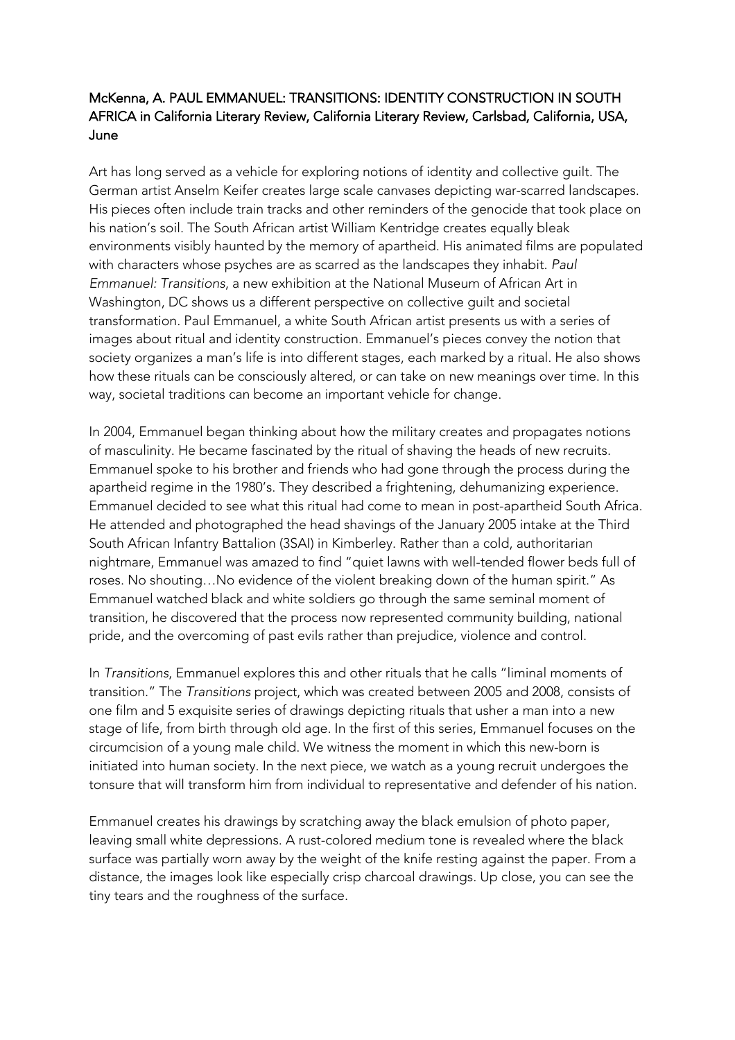McKenna, A. PAUL EMMANUEL: TRANSITIONS: IDENTITY CONSTRUCTION IN SOUTH AFRICA in California Literary Review, California Literary Review, Carlsbad, California, USA, June

Art has long served as a vehicle for exploring notions of identity and collective guilt. The German artist Anselm Keifer creates large scale canvases depicting war-scarred landscapes. His pieces often include train tracks and other reminders of the genocide that took place on his nation's soil. The South African artist William Kentridge creates equally bleak environments visibly haunted by the memory of apartheid. His animated films are populated with characters whose psyches are as scarred as the landscapes they inhabit. *Paul Emmanuel: Transitions*, a new exhibition at the National Museum of African Art in Washington, DC shows us a different perspective on collective guilt and societal transformation. Paul Emmanuel, a white South African artist presents us with a series of images about ritual and identity construction. Emmanuel's pieces convey the notion that society organizes a man's life is into different stages, each marked by a ritual. He also shows how these rituals can be consciously altered, or can take on new meanings over time. In this way, societal traditions can become an important vehicle for change.

In 2004, Emmanuel began thinking about how the military creates and propagates notions of masculinity. He became fascinated by the ritual of shaving the heads of new recruits. Emmanuel spoke to his brother and friends who had gone through the process during the apartheid regime in the 1980's. They described a frightening, dehumanizing experience. Emmanuel decided to see what this ritual had come to mean in post-apartheid South Africa. He attended and photographed the head shavings of the January 2005 intake at the Third South African Infantry Battalion (3SAI) in Kimberley. Rather than a cold, authoritarian nightmare, Emmanuel was amazed to find "quiet lawns with well-tended flower beds full of roses. No shouting…No evidence of the violent breaking down of the human spirit." As Emmanuel watched black and white soldiers go through the same seminal moment of transition, he discovered that the process now represented community building, national pride, and the overcoming of past evils rather than prejudice, violence and control.

In *Transitions*, Emmanuel explores this and other rituals that he calls "liminal moments of transition." The *Transitions* project, which was created between 2005 and 2008, consists of one film and 5 exquisite series of drawings depicting rituals that usher a man into a new stage of life, from birth through old age. In the first of this series, Emmanuel focuses on the circumcision of a young male child. We witness the moment in which this new-born is initiated into human society. In the next piece, we watch as a young recruit undergoes the tonsure that will transform him from individual to representative and defender of his nation.

Emmanuel creates his drawings by scratching away the black emulsion of photo paper, leaving small white depressions. A rust-colored medium tone is revealed where the black surface was partially worn away by the weight of the knife resting against the paper. From a distance, the images look like especially crisp charcoal drawings. Up close, you can see the tiny tears and the roughness of the surface.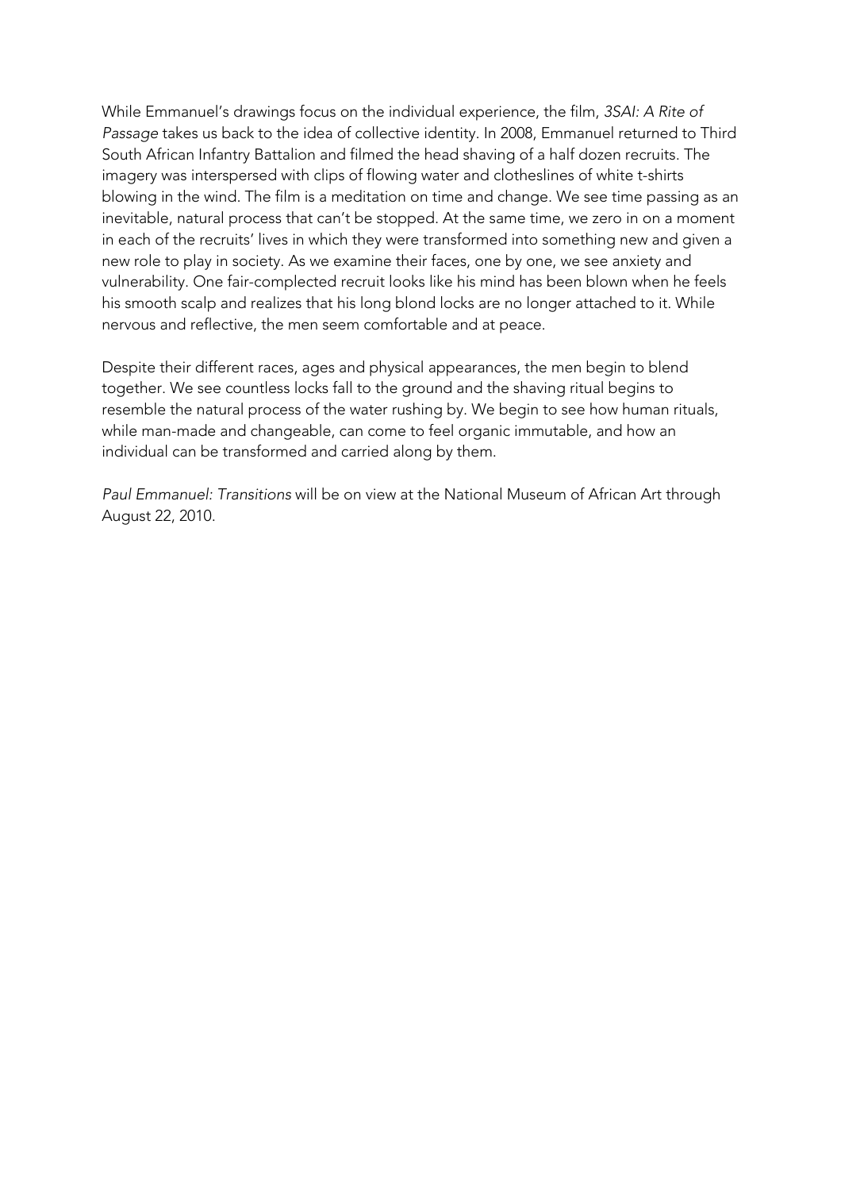While Emmanuel's drawings focus on the individual experience, the film, *3SAI: A Rite of Passage* takes us back to the idea of collective identity. In 2008, Emmanuel returned to Third South African Infantry Battalion and filmed the head shaving of a half dozen recruits. The imagery was interspersed with clips of flowing water and clotheslines of white t-shirts blowing in the wind. The film is a meditation on time and change. We see time passing as an inevitable, natural process that can't be stopped. At the same time, we zero in on a moment in each of the recruits' lives in which they were transformed into something new and given a new role to play in society. As we examine their faces, one by one, we see anxiety and vulnerability. One fair-complected recruit looks like his mind has been blown when he feels his smooth scalp and realizes that his long blond locks are no longer attached to it. While nervous and reflective, the men seem comfortable and at peace.

Despite their different races, ages and physical appearances, the men begin to blend together. We see countless locks fall to the ground and the shaving ritual begins to resemble the natural process of the water rushing by. We begin to see how human rituals, while man-made and changeable, can come to feel organic immutable, and how an individual can be transformed and carried along by them.

*Paul Emmanuel: Transitions* will be on view at the National Museum of African Art through August 22, 2010.